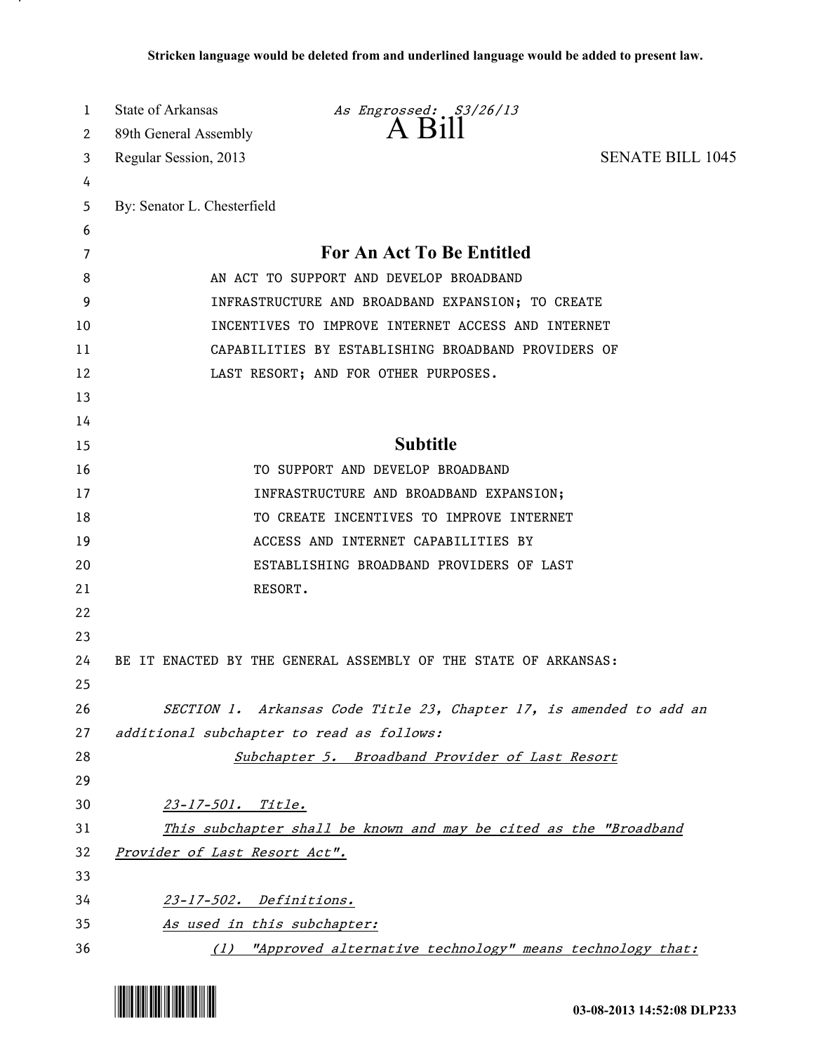**Stricken language would be deleted from and underlined language would be added to present law.**

State of Arkansas *As Engrossed: S3/26/13*
89th General Assembly
Regular Session, 2013

# A Bill

SENATE BILL 1045

By: Senator L. Chesterfield

## For An Act To Be Entitled

AN ACT TO SUPPORT AND DEVELOP BROADBAND INFRASTRUCTURE AND BROADBAND EXPANSION; TO CREATE INCENTIVES TO IMPROVE INTERNET ACCESS AND INTERNET CAPABILITIES BY ESTABLISHING BROADBAND PROVIDERS OF LAST RESORT; AND FOR OTHER PURPOSES.

## Subtitle

TO SUPPORT AND DEVELOP BROADBAND INFRASTRUCTURE AND BROADBAND EXPANSION; TO CREATE INCENTIVES TO IMPROVE INTERNET ACCESS AND INTERNET CAPABILITIES BY ESTABLISHING BROADBAND PROVIDERS OF LAST RESORT.

BE IT ENACTED BY THE GENERAL ASSEMBLY OF THE STATE OF ARKANSAS:

*SECTION 1. Arkansas Code Title 23, Chapter 17, is amended to add an additional subchapter to read as follows:*

<u>*Subchapter 5. Broadband Provider of Last Resort*</u>

<u>*23-17-501. Title.*</u>

<u>*This subchapter shall be known and may be cited as the "Broadband Provider of Last Resort Act".*</u>

<u>*23-17-502. Definitions.*</u>

<u>*As used in this subchapter:*</u>

<u>*(1) "Approved alternative technology" means technology that:*</u>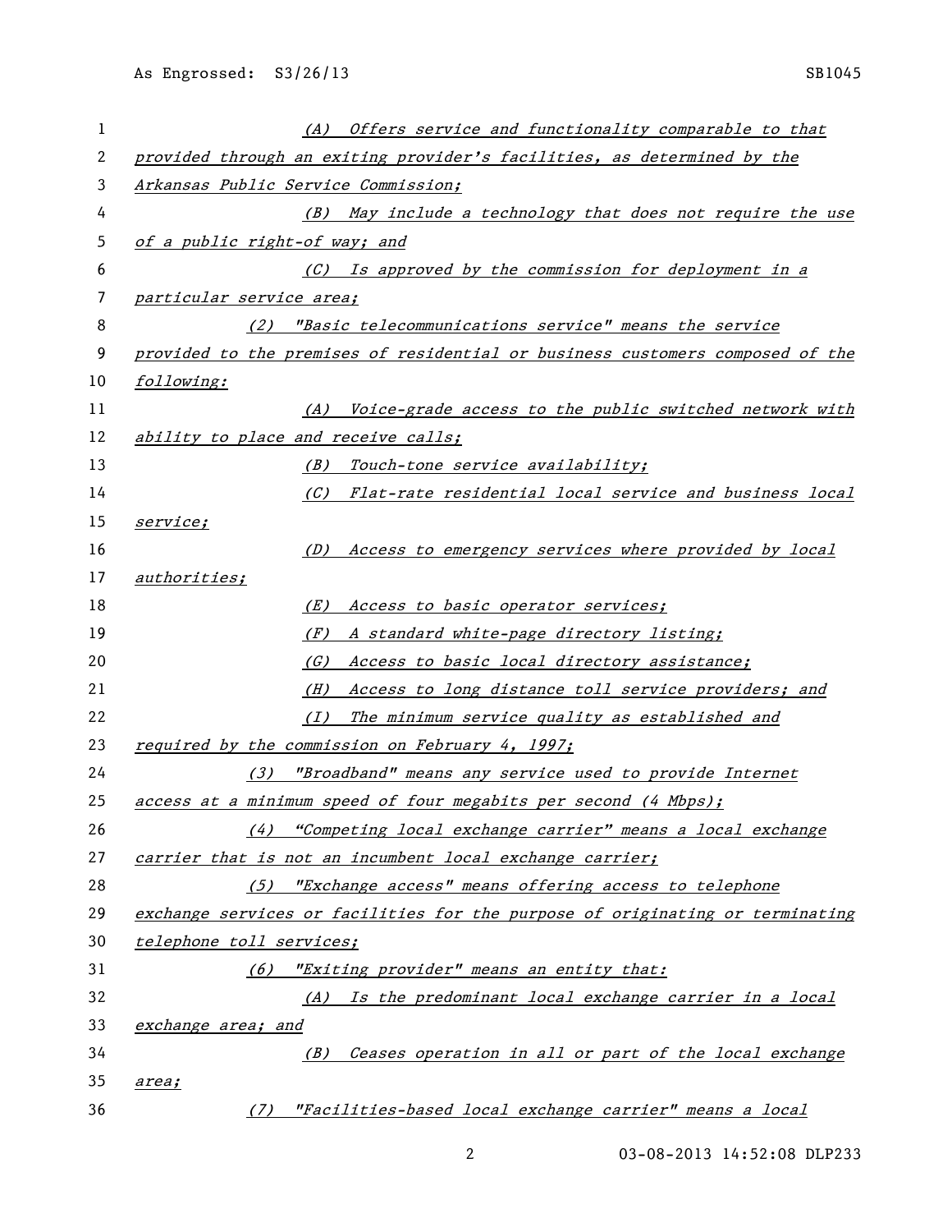*(A) Offers service and functionality comparable to that provided through an exiting provider's facilities, as determined by the Arkansas Public Service Commission;*

*(B) May include a technology that does not require the use of a public right-of way; and*

*(C) Is approved by the commission for deployment in a particular service area;*

*(2) "Basic telecommunications service" means the service provided to the premises of residential or business customers composed of the following:*

*(A) Voice-grade access to the public switched network with ability to place and receive calls;*

*(B) Touch-tone service availability;*

*(C) Flat-rate residential local service and business local service;*

*(D) Access to emergency services where provided by local authorities;*

*(E) Access to basic operator services;*

*(F) A standard white-page directory listing;*

*(G) Access to basic local directory assistance;*

*(H) Access to long distance toll service providers; and*

*(I) The minimum service quality as established and required by the commission on February 4, 1997;*

*(3) "Broadband" means any service used to provide Internet access at a minimum speed of four megabits per second (4 Mbps);*

*(4) "Competing local exchange carrier" means a local exchange carrier that is not an incumbent local exchange carrier;*

*(5) "Exchange access" means offering access to telephone exchange services or facilities for the purpose of originating or terminating telephone toll services;*

*(6) "Exiting provider" means an entity that:*

*(A) Is the predominant local exchange carrier in a local exchange area; and*

*(B) Ceases operation in all or part of the local exchange area;*

*(7) "Facilities-based local exchange carrier" means a local*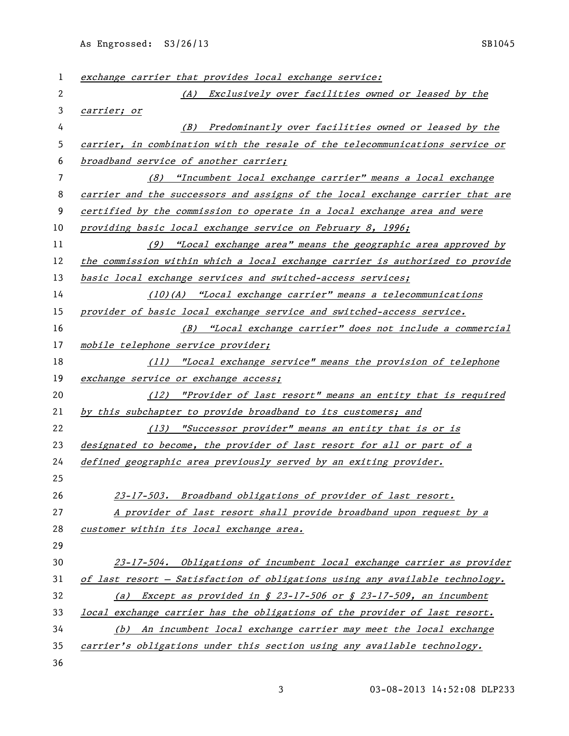*exchange carrier that provides local exchange service:*

*(A) Exclusively over facilities owned or leased by the carrier; or*

*(B) Predominantly over facilities owned or leased by the carrier, in combination with the resale of the telecommunications service or broadband service of another carrier;*

*(8) "Incumbent local exchange carrier" means a local exchange carrier and the successors and assigns of the local exchange carrier that are certified by the commission to operate in a local exchange area and were providing basic local exchange service on February 8, 1996;*

*(9) "Local exchange area" means the geographic area approved by the commission within which a local exchange carrier is authorized to provide basic local exchange services and switched-access services;*

*(10)(A) "Local exchange carrier" means a telecommunications provider of basic local exchange service and switched-access service.*

*(B) "Local exchange carrier" does not include a commercial mobile telephone service provider;*

*(11) "Local exchange service" means the provision of telephone exchange service or exchange access;*

*(12) "Provider of last resort" means an entity that is required by this subchapter to provide broadband to its customers; and*

*(13) "Successor provider" means an entity that is or is designated to become, the provider of last resort for all or part of a defined geographic area previously served by an exiting provider.*

*23-17-503. Broadband obligations of provider of last resort.*

*A provider of last resort shall provide broadband upon request by a customer within its local exchange area.*

*23-17-504. Obligations of incumbent local exchange carrier as provider of last resort – Satisfaction of obligations using any available technology.*

*(a) Except as provided in § 23-17-506 or § 23-17-509, an incumbent local exchange carrier has the obligations of the provider of last resort.*

*(b) An incumbent local exchange carrier may meet the local exchange carrier's obligations under this section using any available technology.*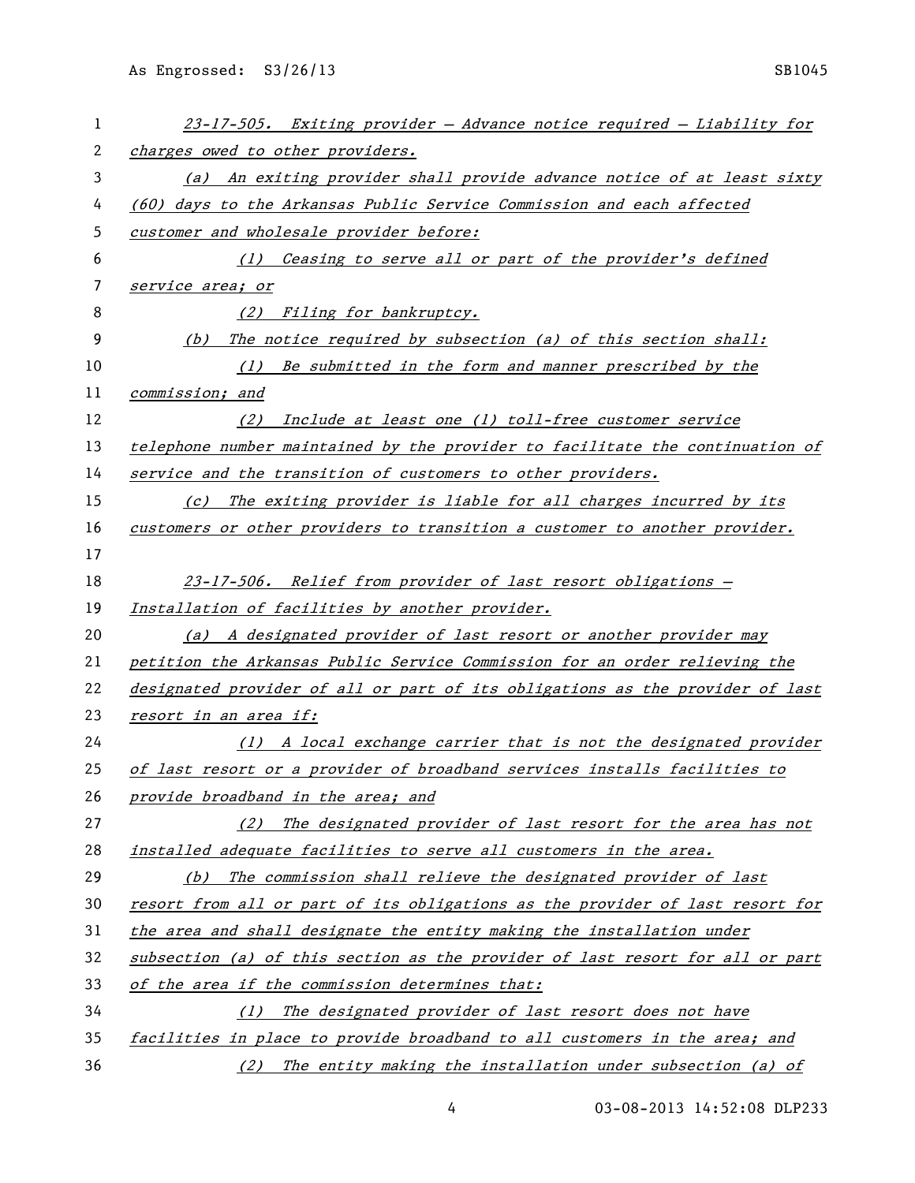*23-17-505. Exiting provider — Advance notice required — Liability for charges owed to other providers.*

*(a) An exiting provider shall provide advance notice of at least sixty (60) days to the Arkansas Public Service Commission and each affected customer and wholesale provider before:*

*(1) Ceasing to serve all or part of the provider's defined service area; or*

*(2) Filing for bankruptcy.*

*(b) The notice required by subsection (a) of this section shall:*

*(1) Be submitted in the form and manner prescribed by the commission; and*

*(2) Include at least one (1) toll-free customer service telephone number maintained by the provider to facilitate the continuation of service and the transition of customers to other providers.*

*(c) The exiting provider is liable for all charges incurred by its customers or other providers to transition a customer to another provider.*

*23-17-506. Relief from provider of last resort obligations — Installation of facilities by another provider.*

*(a) A designated provider of last resort or another provider may petition the Arkansas Public Service Commission for an order relieving the designated provider of all or part of its obligations as the provider of last resort in an area if:*

*(1) A local exchange carrier that is not the designated provider of last resort or a provider of broadband services installs facilities to provide broadband in the area; and*

*(2) The designated provider of last resort for the area has not installed adequate facilities to serve all customers in the area.*

*(b) The commission shall relieve the designated provider of last resort from all or part of its obligations as the provider of last resort for the area and shall designate the entity making the installation under subsection (a) of this section as the provider of last resort for all or part of the area if the commission determines that:*

*(1) The designated provider of last resort does not have facilities in place to provide broadband to all customers in the area; and*

*(2) The entity making the installation under subsection (a) of*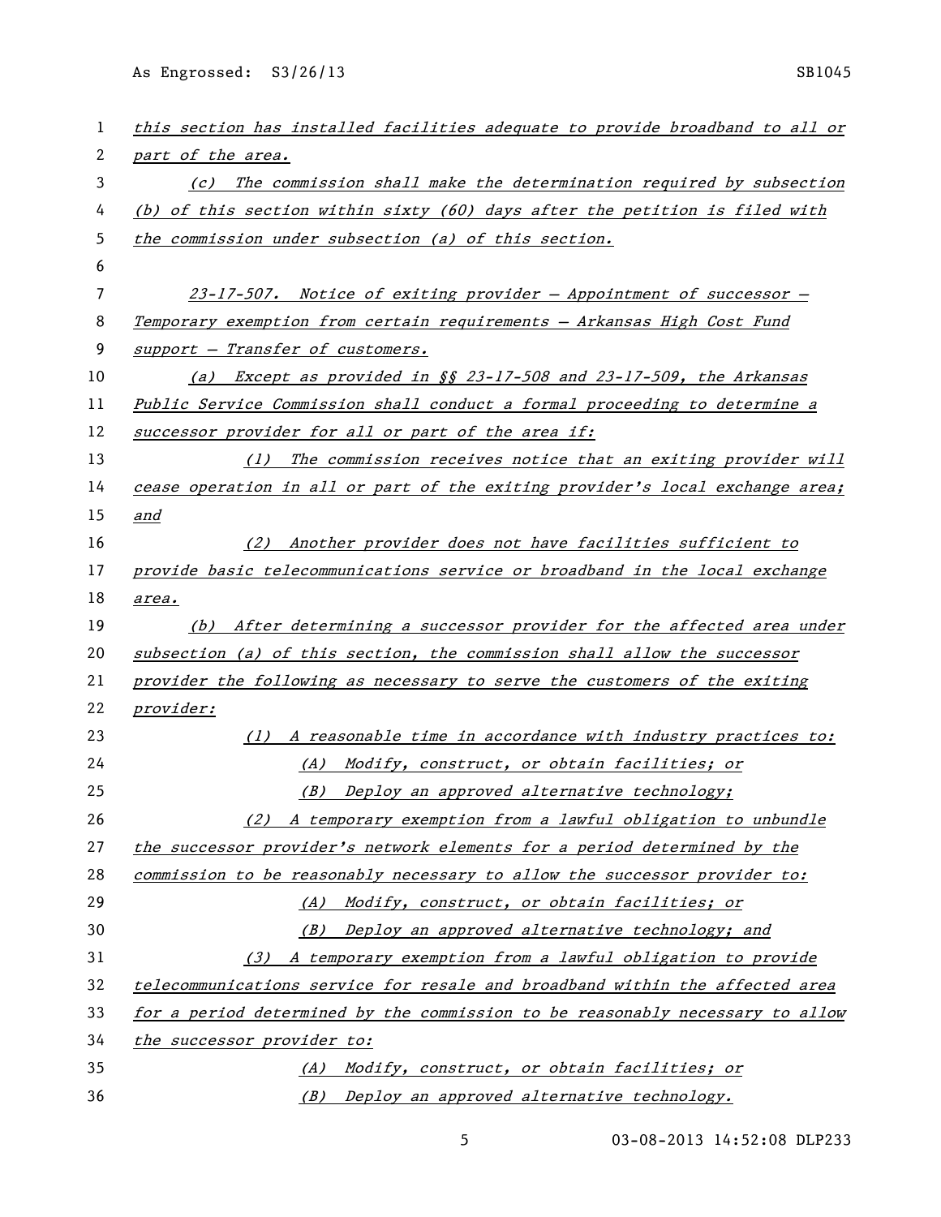*this section has installed facilities adequate to provide broadband to all or part of the area.*

*(c) The commission shall make the determination required by subsection (b) of this section within sixty (60) days after the petition is filed with the commission under subsection (a) of this section.*

*23-17-507. Notice of exiting provider — Appointment of successor — Temporary exemption from certain requirements — Arkansas High Cost Fund support — Transfer of customers.*

*(a) Except as provided in §§ 23-17-508 and 23-17-509, the Arkansas Public Service Commission shall conduct a formal proceeding to determine a successor provider for all or part of the area if:*

*(1) The commission receives notice that an exiting provider will cease operation in all or part of the exiting provider's local exchange area; and*

*(2) Another provider does not have facilities sufficient to provide basic telecommunications service or broadband in the local exchange area.*

*(b) After determining a successor provider for the affected area under subsection (a) of this section, the commission shall allow the successor provider the following as necessary to serve the customers of the exiting provider:*

*(1) A reasonable time in accordance with industry practices to:*

*(A) Modify, construct, or obtain facilities; or*

*(B) Deploy an approved alternative technology;*

*(2) A temporary exemption from a lawful obligation to unbundle the successor provider's network elements for a period determined by the commission to be reasonably necessary to allow the successor provider to:*

*(A) Modify, construct, or obtain facilities; or*

*(B) Deploy an approved alternative technology; and*

*(3) A temporary exemption from a lawful obligation to provide telecommunications service for resale and broadband within the affected area for a period determined by the commission to be reasonably necessary to allow the successor provider to:*

*(A) Modify, construct, or obtain facilities; or*

*(B) Deploy an approved alternative technology.*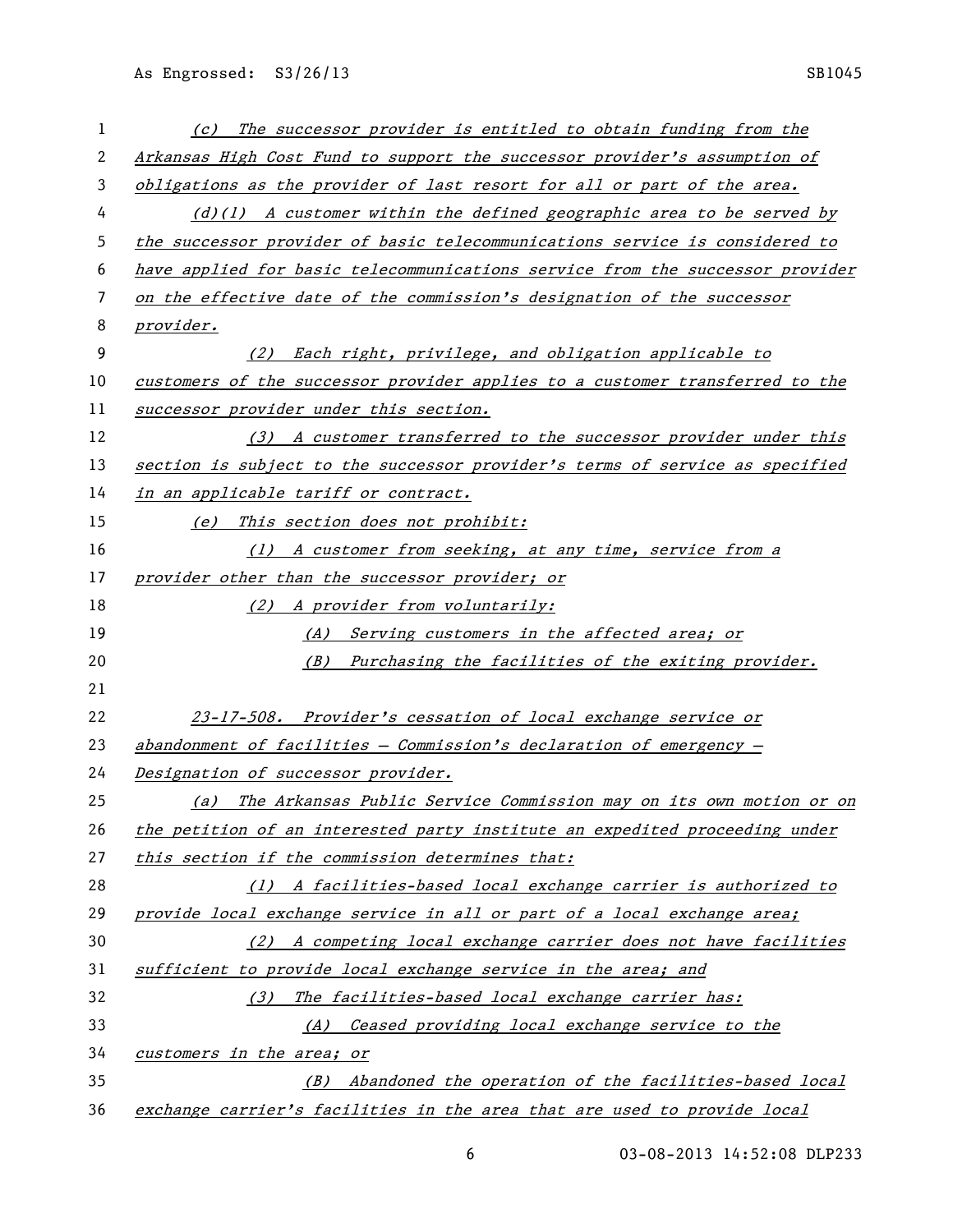*(c) The successor provider is entitled to obtain funding from the Arkansas High Cost Fund to support the successor provider's assumption of obligations as the provider of last resort for all or part of the area.*

*(d)(1) A customer within the defined geographic area to be served by the successor provider of basic telecommunications service is considered to have applied for basic telecommunications service from the successor provider on the effective date of the commission's designation of the successor provider.*

*(2) Each right, privilege, and obligation applicable to customers of the successor provider applies to a customer transferred to the successor provider under this section.*

*(3) A customer transferred to the successor provider under this section is subject to the successor provider's terms of service as specified in an applicable tariff or contract.*

*(e) This section does not prohibit:*

*(1) A customer from seeking, at any time, service from a provider other than the successor provider; or*

*(2) A provider from voluntarily:*

*(A) Serving customers in the affected area; or*

*(B) Purchasing the facilities of the exiting provider.*

*23-17-508. Provider's cessation of local exchange service or abandonment of facilities – Commission's declaration of emergency – Designation of successor provider.*

*(a) The Arkansas Public Service Commission may on its own motion or on the petition of an interested party institute an expedited proceeding under this section if the commission determines that:*

*(1) A facilities-based local exchange carrier is authorized to provide local exchange service in all or part of a local exchange area;*

*(2) A competing local exchange carrier does not have facilities sufficient to provide local exchange service in the area; and*

*(3) The facilities-based local exchange carrier has:*

*(A) Ceased providing local exchange service to the customers in the area; or*

*(B) Abandoned the operation of the facilities-based local exchange carrier's facilities in the area that are used to provide local*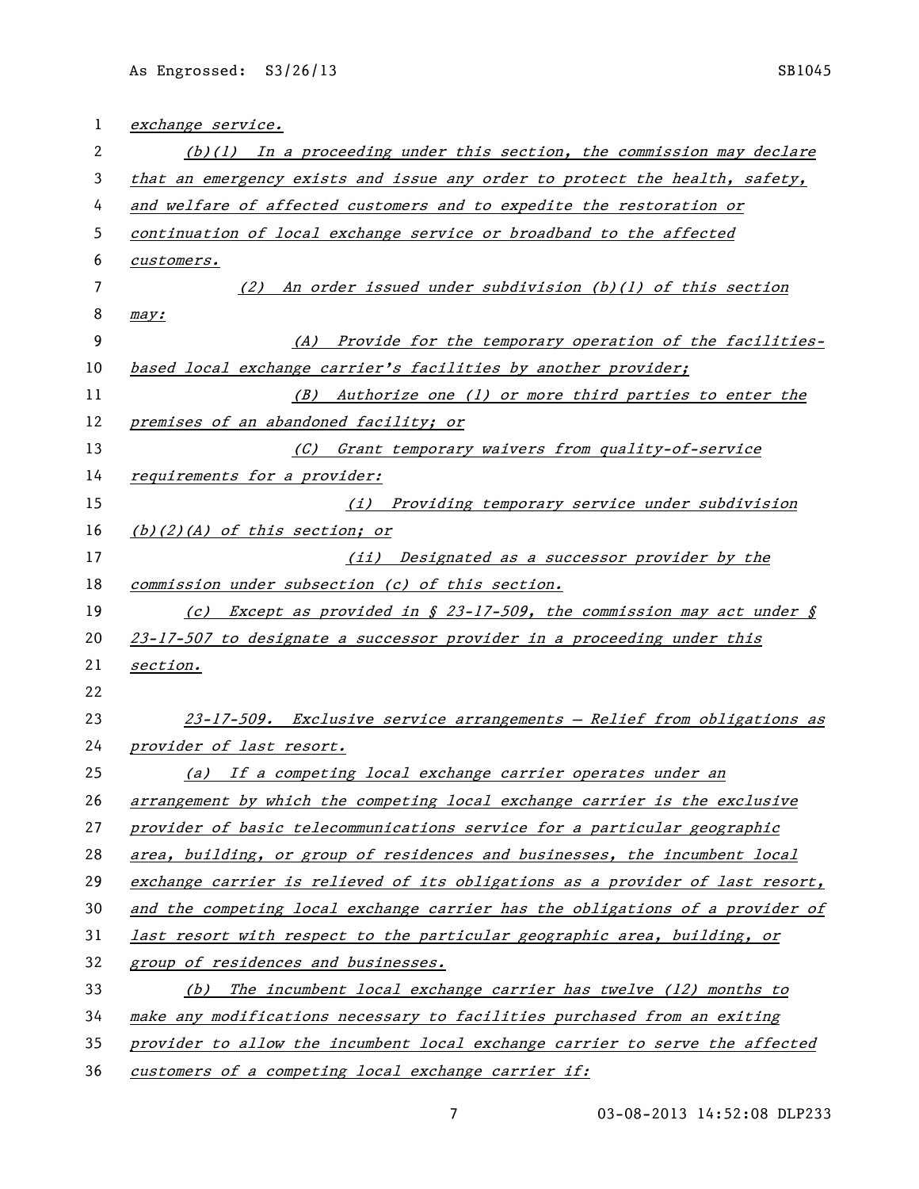*exchange service.*

*(b)(1) In a proceeding under this section, the commission may declare that an emergency exists and issue any order to protect the health, safety, and welfare of affected customers and to expedite the restoration or continuation of local exchange service or broadband to the affected customers.*

*(2) An order issued under subdivision (b)(1) of this section may:*

*(A) Provide for the temporary operation of the facilities-based local exchange carrier's facilities by another provider;*

*(B) Authorize one (1) or more third parties to enter the premises of an abandoned facility; or*

*(C) Grant temporary waivers from quality-of-service requirements for a provider:*

*(i) Providing temporary service under subdivision (b)(2)(A) of this section; or*

*(ii) Designated as a successor provider by the commission under subsection (c) of this section.*

*(c) Except as provided in § 23-17-509, the commission may act under § 23-17-507 to designate a successor provider in a proceeding under this section.*

*23-17-509. Exclusive service arrangements — Relief from obligations as provider of last resort.*

*(a) If a competing local exchange carrier operates under an arrangement by which the competing local exchange carrier is the exclusive provider of basic telecommunications service for a particular geographic area, building, or group of residences and businesses, the incumbent local exchange carrier is relieved of its obligations as a provider of last resort, and the competing local exchange carrier has the obligations of a provider of last resort with respect to the particular geographic area, building, or group of residences and businesses.*

*(b) The incumbent local exchange carrier has twelve (12) months to make any modifications necessary to facilities purchased from an exiting provider to allow the incumbent local exchange carrier to serve the affected customers of a competing local exchange carrier if:*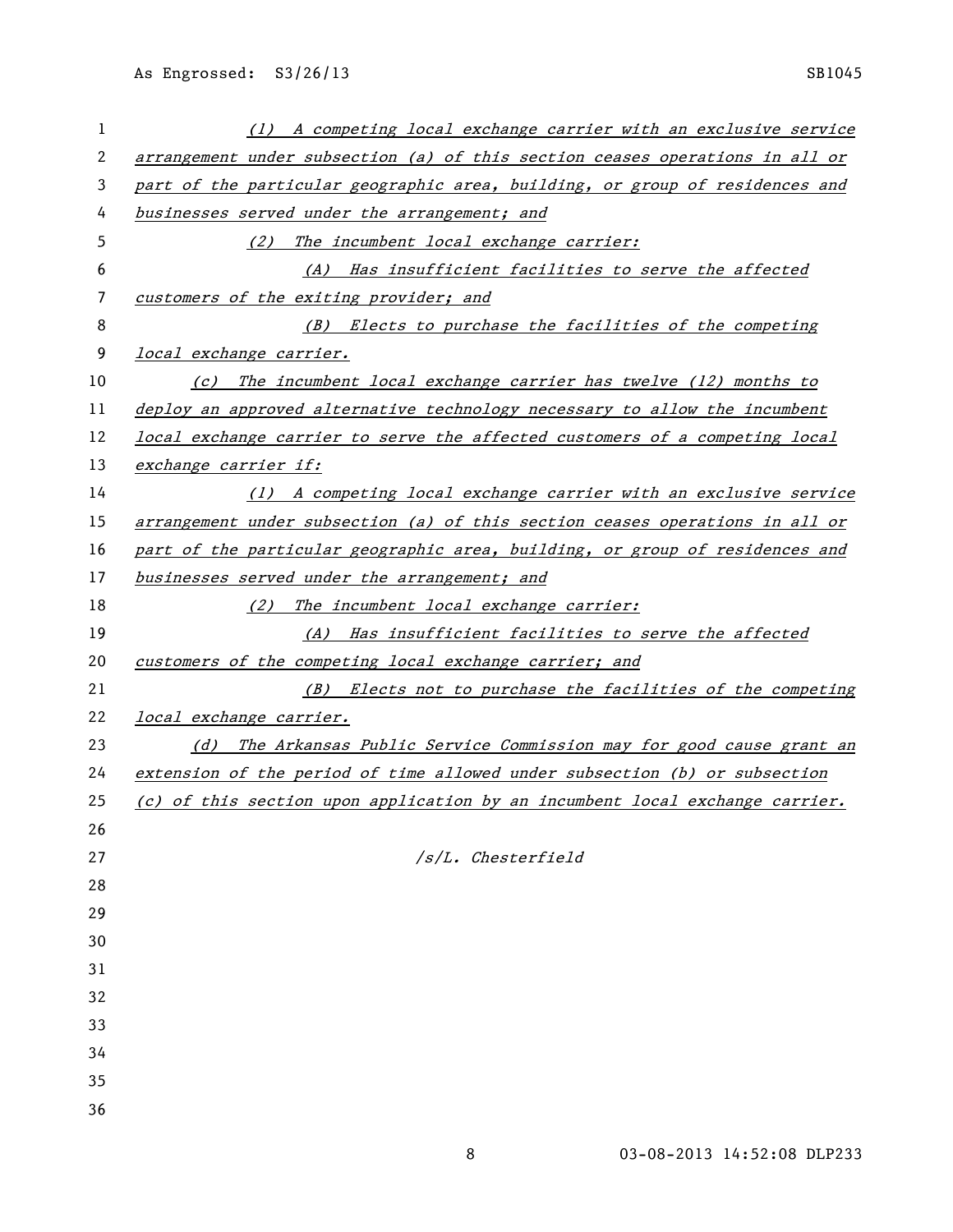*(1) A competing local exchange carrier with an exclusive service arrangement under subsection (a) of this section ceases operations in all or part of the particular geographic area, building, or group of residences and businesses served under the arrangement; and*

*(2) The incumbent local exchange carrier:*

*(A) Has insufficient facilities to serve the affected customers of the exiting provider; and*

*(B) Elects to purchase the facilities of the competing local exchange carrier.*

*(c) The incumbent local exchange carrier has twelve (12) months to deploy an approved alternative technology necessary to allow the incumbent local exchange carrier to serve the affected customers of a competing local exchange carrier if:*

*(1) A competing local exchange carrier with an exclusive service arrangement under subsection (a) of this section ceases operations in all or part of the particular geographic area, building, or group of residences and businesses served under the arrangement; and*

*(2) The incumbent local exchange carrier:*

*(A) Has insufficient facilities to serve the affected customers of the competing local exchange carrier; and*

*(B) Elects not to purchase the facilities of the competing local exchange carrier.*

*(d) The Arkansas Public Service Commission may for good cause grant an extension of the period of time allowed under subsection (b) or subsection (c) of this section upon application by an incumbent local exchange carrier.*

/s/L. Chesterfield